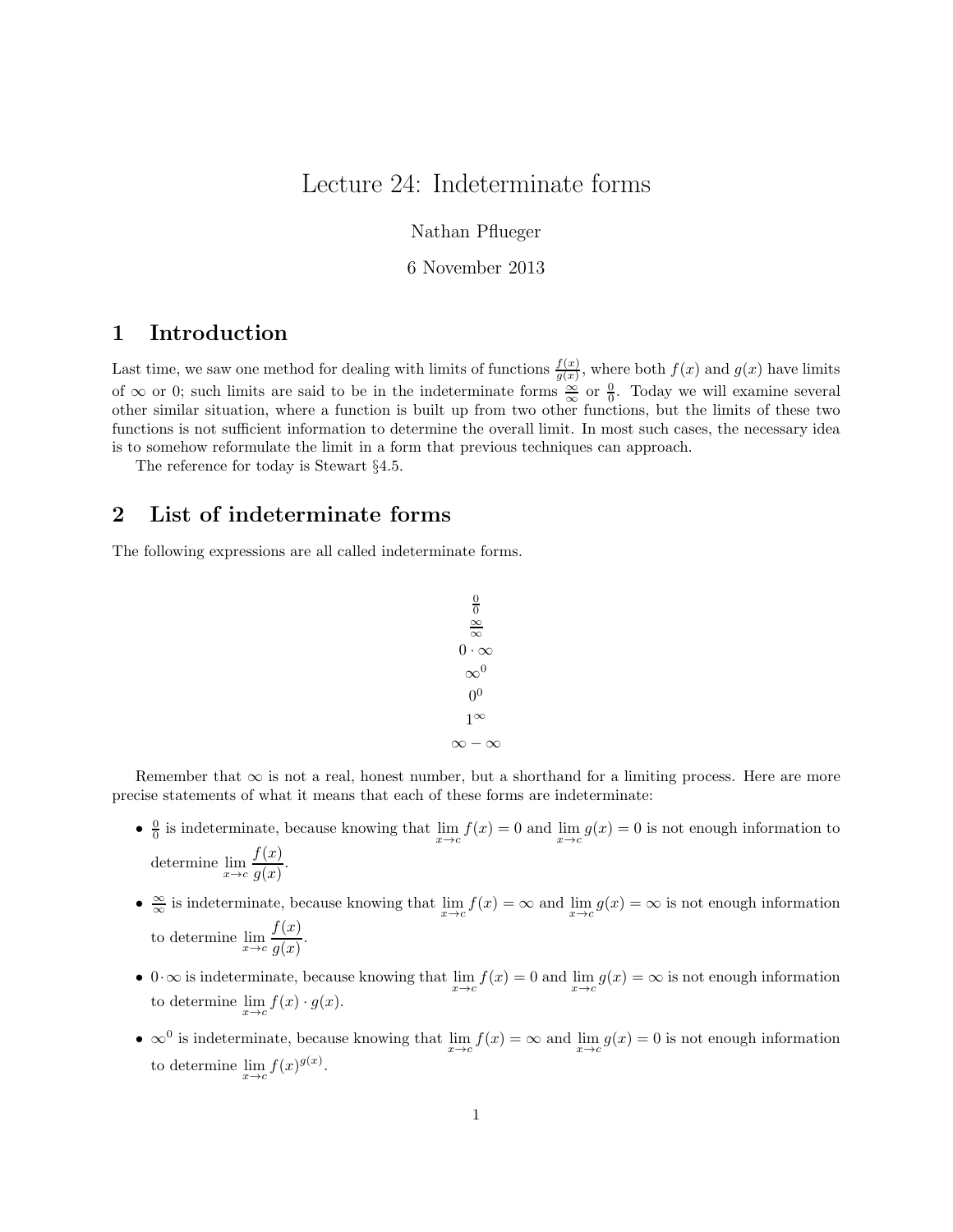# Lecture 24: Indeterminate forms

Nathan Pflueger

6 November 2013

## 1 Introduction

Last time, we saw one method for dealing with limits of functions $\frac{f(x)}{g(x)}$, where both $f(x)$ and $g(x)$ have limits of $\infty$ or 0; such limits are said to be in the indeterminate forms $\frac{\infty}{\infty}$ or $\frac{0}{0}$. Today we will examine several other similar situation, where a function is built up from two other functions, but the limits of these two functions is not sufficient information to determine the overall limit. In most such cases, the necessary idea is to somehow reformulate the limit in a form that previous techniques can approach.

The reference for today is Stewart §4.5.

## 2 List of indeterminate forms

The following expressions are all called indeterminate forms.

$$\frac{0}{0}$$
$$\frac{\infty}{\infty}$$
$$0 \cdot \infty$$
$$\infty^0$$
$$0^0$$
$$1^\infty$$
$$\infty - \infty$$

Remember that $\infty$ is not a real, honest number, but a shorthand for a limiting process. Here are more precise statements of what it means that each of these forms are indeterminate:

- $\frac{0}{0}$ is indeterminate, because knowing that $\lim_{x \to c} f(x) = 0$ and $\lim_{x \to c} g(x) = 0$ is not enough information to determine $\lim_{x \to c} \frac{f(x)}{g(x)}$.
- $\frac{\infty}{\infty}$ is indeterminate, because knowing that $\lim_{x \to c} f(x) = \infty$ and $\lim_{x \to c} g(x) = \infty$ is not enough information to determine $\lim_{x \to c} \frac{f(x)}{g(x)}$.
- $0 \cdot \infty$ is indeterminate, because knowing that $\lim_{x \to c} f(x) = 0$ and $\lim_{x \to c} g(x) = \infty$ is not enough information to determine $\lim_{x \to c} f(x) \cdot g(x)$.
- $\infty^0$ is indeterminate, because knowing that $\lim_{x \to c} f(x) = \infty$ and $\lim_{x \to c} g(x) = 0$ is not enough information to determine $\lim_{x \to c} f(x)^{g(x)}$.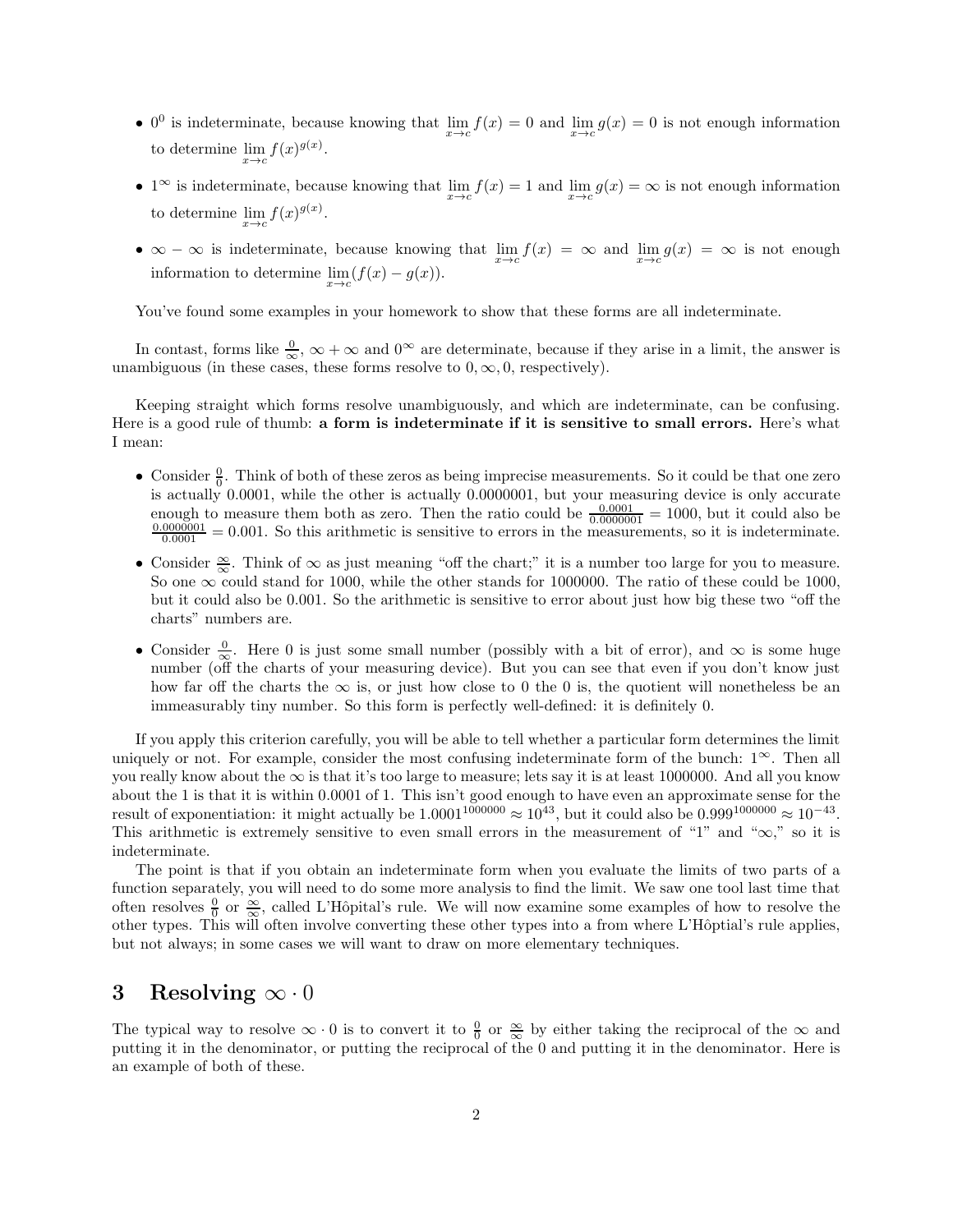- $0^0$ is indeterminate, because knowing that $\lim_{x\to c} f(x) = 0$ and $\lim_{x\to c} g(x) = 0$ is not enough information to determine $\lim_{x\to c} f(x)^{g(x)}$.
- $1^\infty$ is indeterminate, because knowing that $\lim_{x\to c} f(x) = 1$ and $\lim_{x\to c} g(x) = \infty$ is not enough information to determine $\lim_{x\to c} f(x)^{g(x)}$.
- $\infty - \infty$ is indeterminate, because knowing that $\lim_{x\to c} f(x) = \infty$ and $\lim_{x\to c} g(x) = \infty$ is not enough information to determine $\lim_{x\to c}(f(x) - g(x))$.

You've found some examples in your homework to show that these forms are all indeterminate.

In contast, forms like $\frac{0}{\infty}$, $\infty + \infty$ and $0^\infty$ are determinate, because if they arise in a limit, the answer is unambiguous (in these cases, these forms resolve to $0, \infty, 0$, respectively).

Keeping straight which forms resolve unambiguously, and which are indeterminate, can be confusing. Here is a good rule of thumb: **a form is indeterminate if it is sensitive to small errors.** Here's what I mean:

- Consider $\frac{0}{0}$. Think of both of these zeros as being imprecise measurements. So it could be that one zero is actually 0.0001, while the other is actually 0.0000001, but your measuring device is only accurate enough to measure them both as zero. Then the ratio could be $\frac{0.0001}{0.0000001} = 1000$, but it could also be $\frac{0.0000001}{0.0001} = 0.001$. So this arithmetic is sensitive to errors in the measurements, so it is indeterminate.
- Consider $\frac{\infty}{\infty}$. Think of $\infty$ as just meaning "off the chart;" it is a number too large for you to measure. So one $\infty$ could stand for 1000, while the other stands for 1000000. The ratio of these could be 1000, but it could also be 0.001. So the arithmetic is sensitive to error about just how big these two "off the charts" numbers are.
- Consider $\frac{0}{\infty}$. Here 0 is just some small number (possibly with a bit of error), and $\infty$ is some huge number (off the charts of your measuring device). But you can see that even if you don't know just how far off the charts the $\infty$ is, or just how close to 0 the 0 is, the quotient will nonetheless be an immeasurably tiny number. So this form is perfectly well-defined: it is definitely 0.

If you apply this criterion carefully, you will be able to tell whether a particular form determines the limit uniquely or not. For example, consider the most confusing indeterminate form of the bunch: $1^\infty$. Then all you really know about the $\infty$ is that it's too large to measure; lets say it is at least 1000000. And all you know about the 1 is that it is within 0.0001 of 1. This isn't good enough to have even an approximate sense for the result of exponentiation: it might actually be $1.0001^{1000000} \approx 10^{43}$, but it could also be $0.999^{1000000} \approx 10^{-43}$. This arithmetic is extremely sensitive to even small errors in the measurement of "1" and "$\infty$," so it is indeterminate.

The point is that if you obtain an indeterminate form when you evaluate the limits of two parts of a function separately, you will need to do some more analysis to find the limit. We saw one tool last time that often resolves $\frac{0}{0}$ or $\frac{\infty}{\infty}$, called L'Hôpital's rule. We will now examine some examples of how to resolve the other types. This will often involve converting these other types into a from where L'Hôptial's rule applies, but not always; in some cases we will want to draw on more elementary techniques.

## 3 Resolving $\infty \cdot 0$

The typical way to resolve $\infty \cdot 0$ is to convert it to $\frac{0}{0}$ or $\frac{\infty}{\infty}$ by either taking the reciprocal of the $\infty$ and putting it in the denominator, or putting the reciprocal of the 0 and putting it in the denominator. Here is an example of both of these.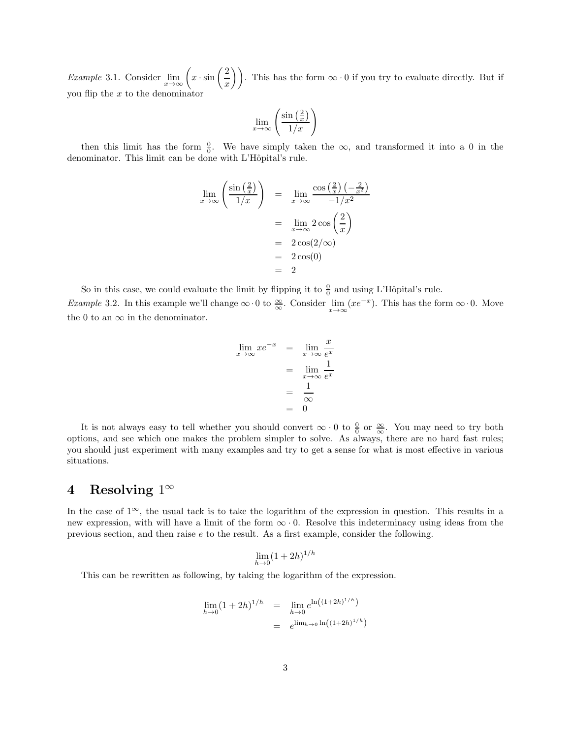*Example* 3.1. Consider $\lim_{x\to\infty}\left(x\cdot\sin\left(\frac{2}{x}\right)\right)$. This has the form $\infty\cdot 0$ if you try to evaluate directly. But if you flip the $x$ to the denominator

$$\lim_{x\to\infty}\left(\frac{\sin\left(\frac{2}{x}\right)}{1/x}\right)$$

then this limit has the form $\frac{0}{0}$. We have simply taken the $\infty$, and transformed it into a 0 in the denominator. This limit can be done with L'Hôpital's rule.

$$\begin{aligned}
\lim_{x\to\infty}\left(\frac{\sin\left(\frac{2}{x}\right)}{1/x}\right) &= \lim_{x\to\infty}\frac{\cos\left(\frac{2}{x}\right)\left(-\frac{2}{x^2}\right)}{-1/x^2} \\
&= \lim_{x\to\infty} 2\cos\left(\frac{2}{x}\right) \\
&= 2\cos(2/\infty) \\
&= 2\cos(0) \\
&= 2
\end{aligned}$$

So in this case, we could evaluate the limit by flipping it to $\frac{0}{0}$ and using L'Hôpital's rule.

*Example* 3.2. In this example we'll change $\infty\cdot 0$ to $\frac{\infty}{\infty}$. Consider $\lim_{x\to\infty}(xe^{-x})$. This has the form $\infty\cdot 0$. Move the 0 to an $\infty$ in the denominator.

$$\begin{aligned}
\lim_{x\to\infty} xe^{-x} &= \lim_{x\to\infty}\frac{x}{e^x} \\
&= \lim_{x\to\infty}\frac{1}{e^x} \\
&= \frac{1}{\infty} \\
&= 0
\end{aligned}$$

It is not always easy to tell whether you should convert $\infty\cdot 0$ to $\frac{0}{0}$ or $\frac{\infty}{\infty}$. You may need to try both options, and see which one makes the problem simpler to solve. As always, there are no hard fast rules; you should just experiment with many examples and try to get a sense for what is most effective in various situations.

# 4 Resolving $1^\infty$

In the case of $1^\infty$, the usual tack is to take the logarithm of the expression in question. This results in a new expression, with will have a limit of the form $\infty\cdot 0$. Resolve this indeterminacy using ideas from the previous section, and then raise $e$ to the result. As a first example, consider the following.

$$\lim_{h\to 0}(1+2h)^{1/h}$$

This can be rewritten as following, by taking the logarithm of the expression.

$$\begin{aligned}
\lim_{h\to 0}(1+2h)^{1/h} &= \lim_{h\to 0} e^{\ln\left((1+2h)^{1/h}\right)} \\
&= e^{\lim_{h\to 0}\ln\left((1+2h)^{1/h}\right)}
\end{aligned}$$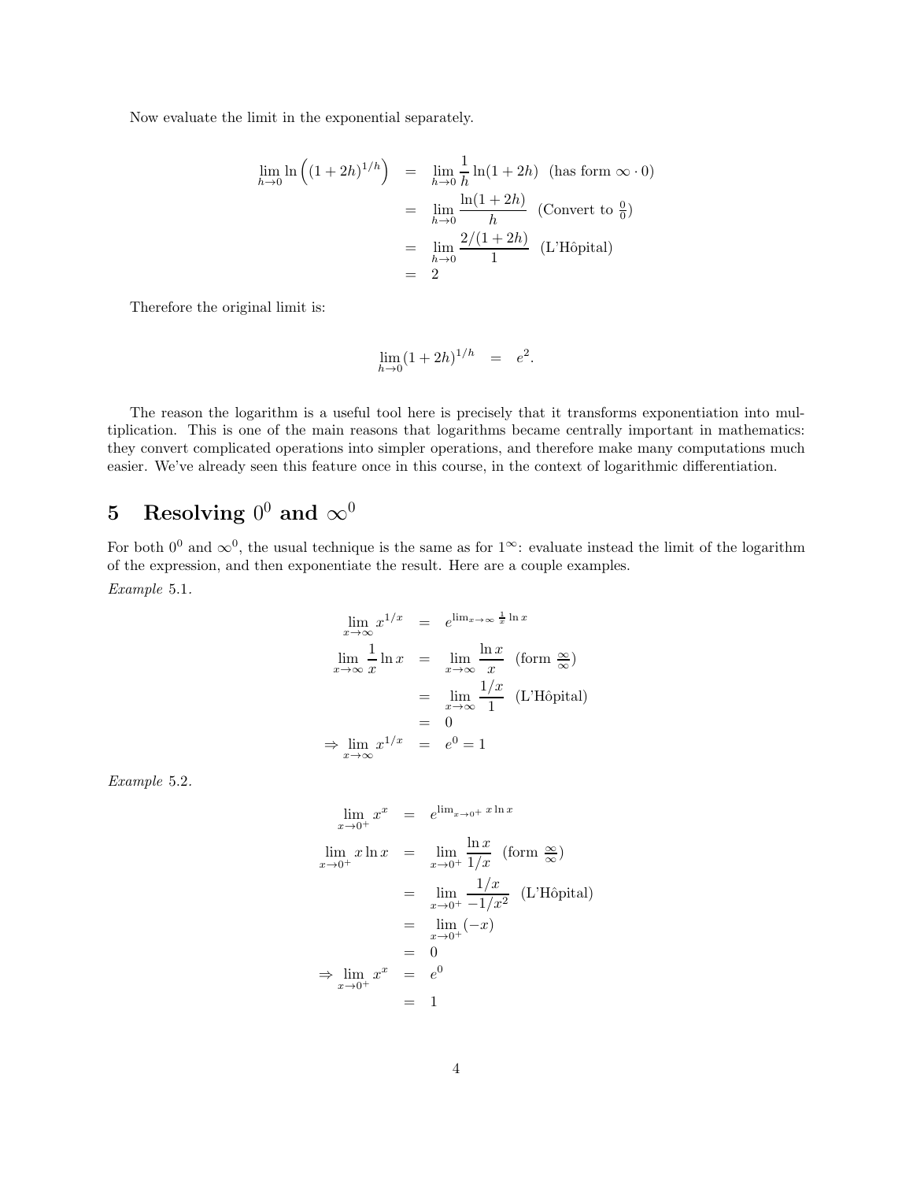Now evaluate the limit in the exponential separately.

$$
\begin{aligned}
\lim_{h\to 0} \ln\left((1+2h)^{1/h}\right) &= \lim_{h\to 0} \frac{1}{h}\ln(1+2h) \quad \text{(has form } \infty \cdot 0\text{)} \\
&= \lim_{h\to 0} \frac{\ln(1+2h)}{h} \quad \text{(Convert to } \tfrac{0}{0}\text{)} \\
&= \lim_{h\to 0} \frac{2/(1+2h)}{1} \quad \text{(L'Hôpital)} \\
&= 2
\end{aligned}
$$

Therefore the original limit is:

$$
\lim_{h\to 0}(1+2h)^{1/h} = e^2.
$$

The reason the logarithm is a useful tool here is precisely that it transforms exponentiation into multiplication. This is one of the main reasons that logarithms became centrally important in mathematics: they convert complicated operations into simpler operations, and therefore make many computations much easier. We've already seen this feature once in this course, in the context of logarithmic differentiation.

# 5 Resolving $0^0$ and $\infty^0$

For both $0^0$ and $\infty^0$, the usual technique is the same as for $1^\infty$: evaluate instead the limit of the logarithm of the expression, and then exponentiate the result. Here are a couple examples.

*Example* 5.1.

$$
\begin{aligned}
\lim_{x\to\infty} x^{1/x} &= e^{\lim_{x\to\infty} \frac{1}{x}\ln x} \\
\lim_{x\to\infty} \frac{1}{x}\ln x &= \lim_{x\to\infty} \frac{\ln x}{x} \quad \text{(form } \tfrac{\infty}{\infty}\text{)} \\
&= \lim_{x\to\infty} \frac{1/x}{1} \quad \text{(L'Hôpital)} \\
&= 0 \\
\Rightarrow \lim_{x\to\infty} x^{1/x} &= e^0 = 1
\end{aligned}
$$

*Example* 5.2.

$$
\begin{aligned}
\lim_{x\to 0^+} x^x &= e^{\lim_{x\to 0^+} x\ln x} \\
\lim_{x\to 0^+} x\ln x &= \lim_{x\to 0^+} \frac{\ln x}{1/x} \quad \text{(form } \tfrac{\infty}{\infty}\text{)} \\
&= \lim_{x\to 0^+} \frac{1/x}{-1/x^2} \quad \text{(L'Hôpital)} \\
&= \lim_{x\to 0^+}(-x) \\
&= 0 \\
\Rightarrow \lim_{x\to 0^+} x^x &= e^0 \\
&= 1
\end{aligned}
$$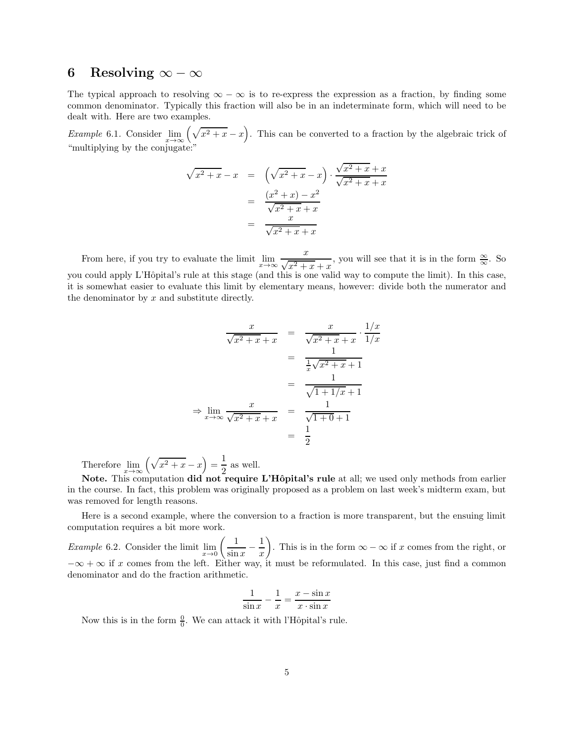## 6 Resolving $\infty - \infty$

The typical approach to resolving $\infty - \infty$ is to re-express the expression as a fraction, by finding some common denominator. Typically this fraction will also be in an indeterminate form, which will need to be dealt with. Here are two examples.

*Example* 6.1. Consider $\lim_{x\to\infty}\left(\sqrt{x^2+x}-x\right)$. This can be converted to a fraction by the algebraic trick of "multiplying by the conjugate:"

$$
\begin{aligned}
\sqrt{x^2+x}-x &= \left(\sqrt{x^2+x}-x\right)\cdot\frac{\sqrt{x^2+x}+x}{\sqrt{x^2+x}+x} \\
&= \frac{(x^2+x)-x^2}{\sqrt{x^2+x}+x} \\
&= \frac{x}{\sqrt{x^2+x}+x}
\end{aligned}
$$

From here, if you try to evaluate the limit $\lim_{x\to\infty}\frac{x}{\sqrt{x^2+x}+x}$, you will see that it is in the form $\frac{\infty}{\infty}$. So you could apply L'Hôpital's rule at this stage (and this is one valid way to compute the limit). In this case, it is somewhat easier to evaluate this limit by elementary means, however: divide both the numerator and the denominator by $x$ and substitute directly.

$$
\begin{aligned}
\frac{x}{\sqrt{x^2+x}+x} &= \frac{x}{\sqrt{x^2+x}+x}\cdot\frac{1/x}{1/x} \\
&= \frac{1}{\frac{1}{x}\sqrt{x^2+x}+1} \\
&= \frac{1}{\sqrt{1+1/x}+1} \\
\Rightarrow \lim_{x\to\infty}\frac{x}{\sqrt{x^2+x}+x} &= \frac{1}{\sqrt{1+0}+1} \\
&= \frac{1}{2}
\end{aligned}
$$

Therefore $\lim_{x\to\infty}\left(\sqrt{x^2+x}-x\right)=\frac{1}{2}$ as well.

**Note.** This computation **did not require L'Hôpital's rule** at all; we used only methods from earlier in the course. In fact, this problem was originally proposed as a problem on last week's midterm exam, but was removed for length reasons.

Here is a second example, where the conversion to a fraction is more transparent, but the ensuing limit computation requires a bit more work.

*Example* 6.2. Consider the limit $\lim_{x\to 0}\left(\frac{1}{\sin x}-\frac{1}{x}\right)$. This is in the form $\infty-\infty$ if $x$ comes from the right, or $-\infty+\infty$ if $x$ comes from the left. Either way, it must be reformulated. In this case, just find a common denominator and do the fraction arithmetic.

$$
\frac{1}{\sin x}-\frac{1}{x}=\frac{x-\sin x}{x\cdot\sin x}
$$

Now this is in the form $\frac{0}{0}$. We can attack it with l'Hôpital's rule.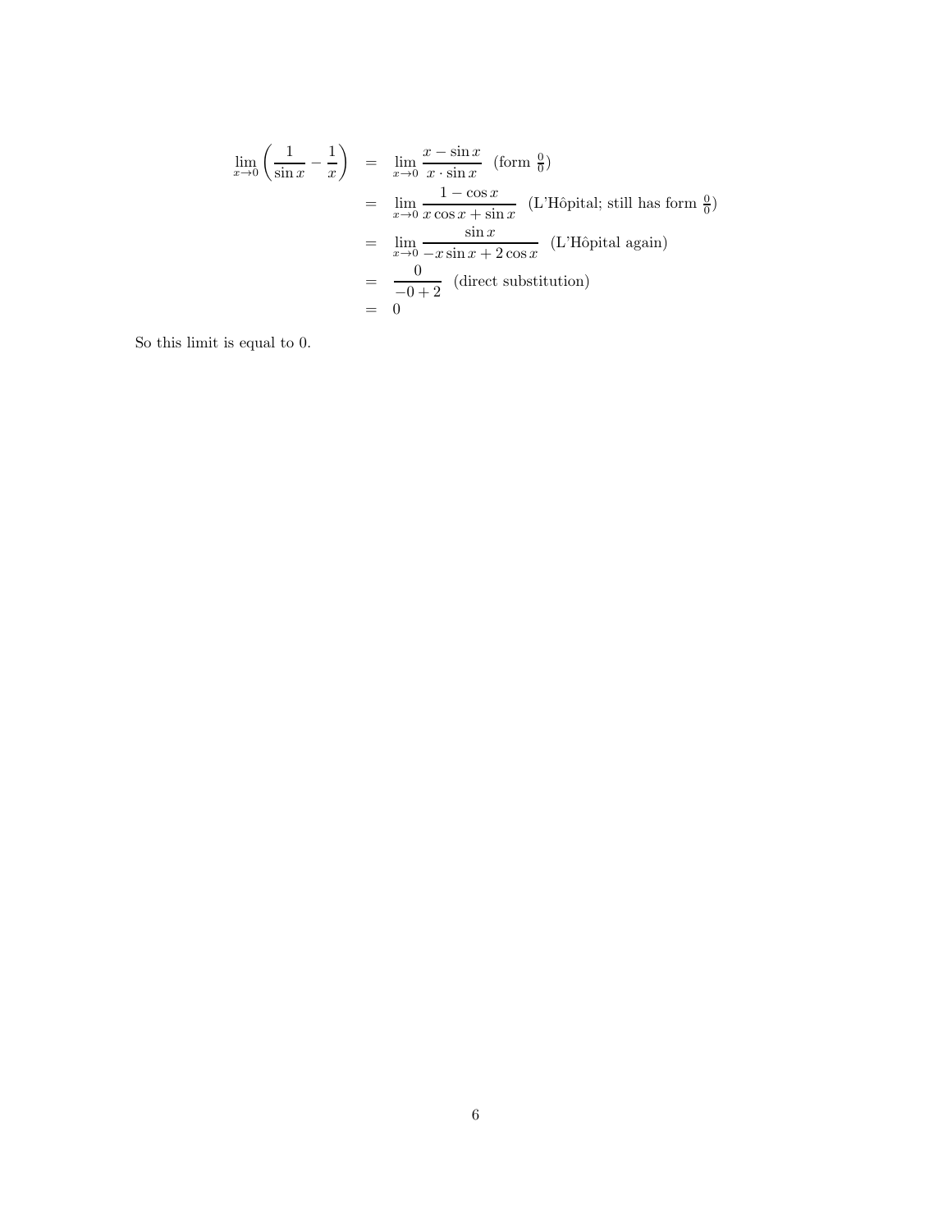$$
\begin{aligned}
\lim_{x \to 0} \left( \frac{1}{\sin x} - \frac{1}{x} \right) &= \lim_{x \to 0} \frac{x - \sin x}{x \cdot \sin x} \quad (\text{form } \tfrac{0}{0}) \\
&= \lim_{x \to 0} \frac{1 - \cos x}{x \cos x + \sin x} \quad (\text{L'Hôpital; still has form } \tfrac{0}{0}) \\
&= \lim_{x \to 0} \frac{\sin x}{-x \sin x + 2 \cos x} \quad (\text{L'Hôpital again}) \\
&= \frac{0}{-0 + 2} \quad (\text{direct substitution}) \\
&= 0
\end{aligned}
$$

So this limit is equal to 0.